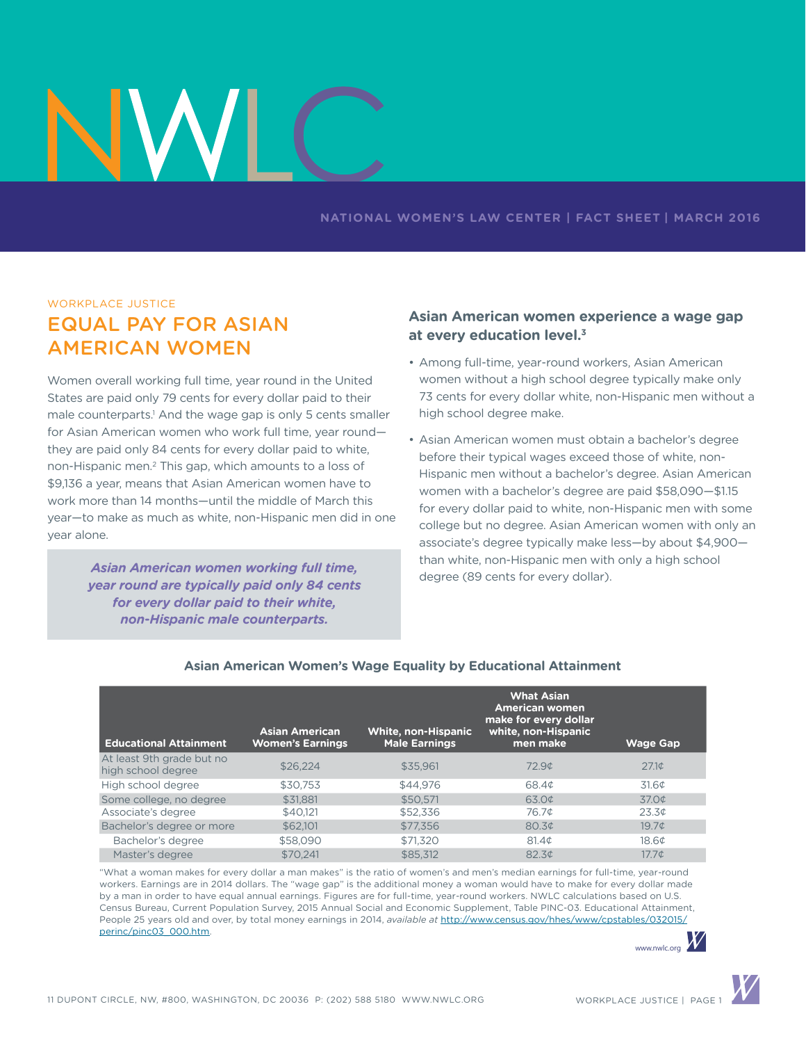NWLC

NATIONAL WOMEN'S LAW CENTER | FACT SHEET | MARCH 2016

WORKPLACE JUSTICE

# EQUAL PAY FOR ASIAN AMERICAN WOMEN

Women overall working full time, year round in the United States are paid only 79 cents for every dollar paid to their male counterparts.[1] And the wage gap is only 5 cents smaller for Asian American women who work full time, year round—they are paid only 84 cents for every dollar paid to white, non-Hispanic men.[2] This gap, which amounts to a loss of $9,136 a year, means that Asian American women have to work more than 14 months—until the middle of March this year—to make as much as white, non-Hispanic men did in one year alone.

***Asian American women working full time, year round are typically paid only 84 cents for every dollar paid to their white, non-Hispanic male counterparts.***

## Asian American women experience a wage gap at every education level.[3]

- Among full-time, year-round workers, Asian American women without a high school degree typically make only 73 cents for every dollar white, non-Hispanic men without a high school degree make.
- Asian American women must obtain a bachelor's degree before their typical wages exceed those of white, non-Hispanic men without a bachelor's degree. Asian American women with a bachelor's degree are paid $58,090—$1.15 for every dollar paid to white, non-Hispanic men with some college but no degree. Asian American women with only an associate's degree typically make less—by about $4,900—than white, non-Hispanic men with only a high school degree (89 cents for every dollar).

**Asian American Women's Wage Equality by Educational Attainment**

| Educational Attainment | Asian American Women's Earnings | White, non-Hispanic Male Earnings | What Asian American women make for every dollar white, non-Hispanic men make | Wage Gap |
|---|---|---|---|---|
| At least 9th grade but no high school degree | $26,224 | $35,961 | 72.9¢ | 27.1¢ |
| High school degree | $30,753 | $44,976 | 68.4¢ | 31.6¢ |
| Some college, no degree | $31,881 | $50,571 | 63.0¢ | 37.0¢ |
| Associate's degree | $40,121 | $52,336 | 76.7¢ | 23.3¢ |
| Bachelor's degree or more | $62,101 | $77,356 | 80.3¢ | 19.7¢ |
| Bachelor's degree | $58,090 | $71,320 | 81.4¢ | 18.6¢ |
| Master's degree | $70,241 | $85,312 | 82.3¢ | 17.7¢ |

"What a woman makes for every dollar a man makes" is the ratio of women's and men's median earnings for full-time, year-round workers. Earnings are in 2014 dollars. The "wage gap" is the additional money a woman would have to make for every dollar made by a man in order to have equal annual earnings. Figures are for full-time, year-round workers. NWLC calculations based on U.S. Census Bureau, Current Population Survey, 2015 Annual Social and Economic Supplement, Table PINC-03. Educational Attainment, People 25 years old and over, by total money earnings in 2014, *available at* http://www.census.gov/hhes/www/cpstables/032015/perinc/pinc03_000.htm.

www.nwlc.org

11 DUPONT CIRCLE, NW, #800, WASHINGTON, DC 20036 P: (202) 588 5180 WWW.NWLC.ORG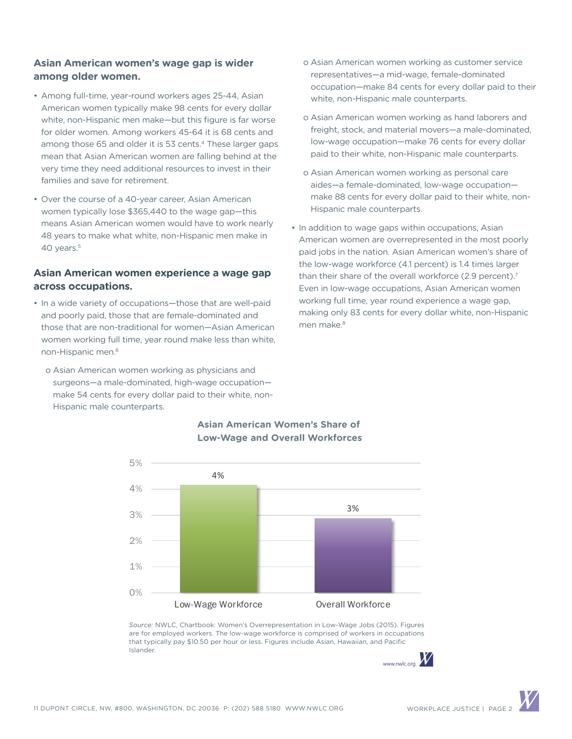## Asian American women's wage gap is wider among older women.

- Among full-time, year-round workers ages 25-44, Asian American women typically make 98 cents for every dollar white, non-Hispanic men make—but this figure is far worse for older women. Among workers 45-64 it is 68 cents and among those 65 and older it is 53 cents.[4] These larger gaps mean that Asian American women are falling behind at the very time they need additional resources to invest in their families and save for retirement.
- Over the course of a 40-year career, Asian American women typically lose $365,440 to the wage gap—this means Asian American women would have to work nearly 48 years to make what white, non-Hispanic men make in 40 years.[5]

## Asian American women experience a wage gap across occupations.

- In a wide variety of occupations—those that are well-paid and poorly paid, those that are female-dominated and those that are non-traditional for women—Asian American women working full time, year round make less than white, non-Hispanic men.[6]
  - Asian American women working as physicians and surgeons—a male-dominated, high-wage occupation—make 54 cents for every dollar paid to their white, non-Hispanic male counterparts.
  - Asian American women working as customer service representatives—a mid-wage, female-dominated occupation—make 84 cents for every dollar paid to their white, non-Hispanic male counterparts.
  - Asian American women working as hand laborers and freight, stock, and material movers—a male-dominated, low-wage occupation—make 76 cents for every dollar paid to their white, non-Hispanic male counterparts.
  - Asian American women working as personal care aides—a female-dominated, low-wage occupation—make 88 cents for every dollar paid to their white, non-Hispanic male counterparts.
- In addition to wage gaps within occupations, Asian American women are overrepresented in the most poorly paid jobs in the nation. Asian American women's share of the low-wage workforce (4.1 percent) is 1.4 times larger than their share of the overall workforce (2.9 percent).[7] Even in low-wage occupations, Asian American women working full time, year round experience a wage gap, making only 83 cents for every dollar white, non-Hispanic men make.[8]

**Asian American Women's Share of Low-Wage and Overall Workforces**

| | Share |
|---|---|
| Low-Wage Workforce | 4% |
| Overall Workforce | 3% |

*Source:* NWLC, Chartbook: Women's Overrepresentation in Low-Wage Jobs (2015). Figures are for employed workers. The low-wage workforce is comprised of workers in occupations that typically pay $10.50 per hour or less. Figures include Asian, Hawaiian, and Pacific Islander.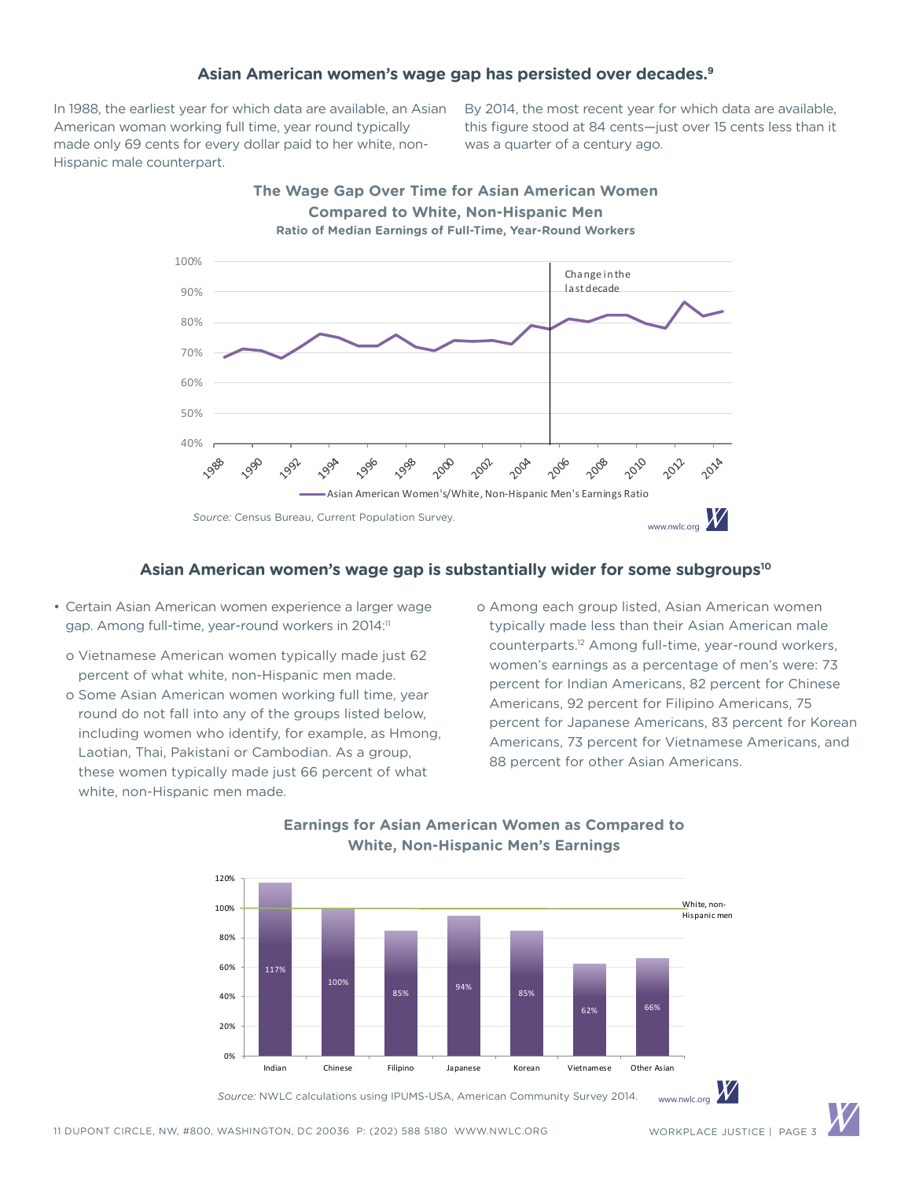## Asian American women's wage gap has persisted over decades.[9]

In 1988, the earliest year for which data are available, an Asian American woman working full time, year round typically made only 69 cents for every dollar paid to her white, non-Hispanic male counterpart.

By 2014, the most recent year for which data are available, this figure stood at 84 cents—just over 15 cents less than it was a quarter of a century ago.

**The Wage Gap Over Time for Asian American Women Compared to White, Non-Hispanic Men**

**Ratio of Median Earnings of Full-Time, Year-Round Workers**

*Source:* Census Bureau, Current Population Survey.

## Asian American women's wage gap is substantially wider for some subgroups[10]

- Certain Asian American women experience a larger wage gap. Among full-time, year-round workers in 2014:[11]
  - Vietnamese American women typically made just 62 percent of what white, non-Hispanic men made.
  - Some Asian American women working full time, year round do not fall into any of the groups listed below, including women who identify, for example, as Hmong, Laotian, Thai, Pakistani or Cambodian. As a group, these women typically made just 66 percent of what white, non-Hispanic men made.
  - Among each group listed, Asian American women typically made less than their Asian American male counterparts.[12] Among full-time, year-round workers, women's earnings as a percentage of men's were: 73 percent for Indian Americans, 82 percent for Chinese Americans, 92 percent for Filipino Americans, 75 percent for Japanese Americans, 83 percent for Korean Americans, 73 percent for Vietnamese Americans, and 88 percent for other Asian Americans.

**Earnings for Asian American Women as Compared to White, Non-Hispanic Men's Earnings**

| Indian | Chinese | Filipino | Japanese | Korean | Vietnamese | Other Asian |
|---|---|---|---|---|---|---|
| 117% | 100% | 85% | 94% | 85% | 62% | 66% |

*Source:* NWLC calculations using IPUMS-USA, American Community Survey 2014.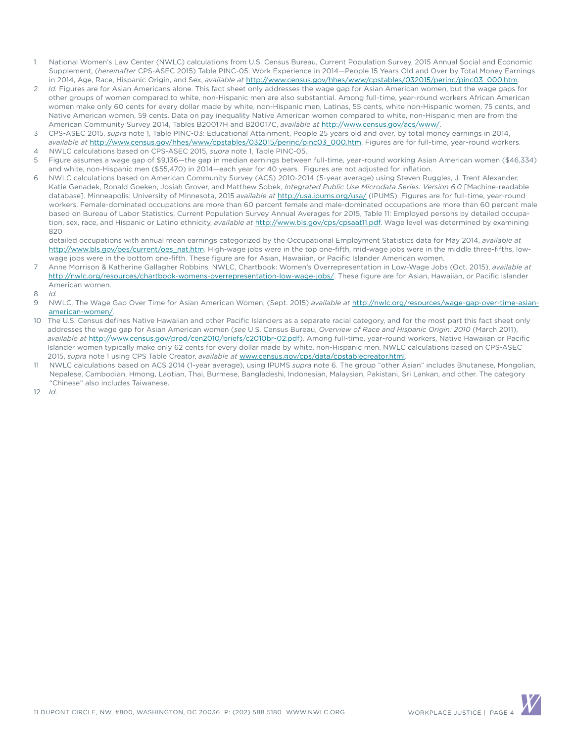1. National Women's Law Center (NWLC) calculations from U.S. Census Bureau, Current Population Survey, 2015 Annual Social and Economic Supplement, (*hereinafter* CPS-ASEC 2015) Table PINC-05: Work Experience in 2014—People 15 Years Old and Over by Total Money Earnings in 2014, Age, Race, Hispanic Origin, and Sex, *available at* http://www.census.gov/hhes/www/cpstables/032015/perinc/pinc03_000.htm.
2. *Id.* Figures are for Asian Americans alone. This fact sheet only addresses the wage gap for Asian American women, but the wage gaps for other groups of women compared to white, non-Hispanic men are also substantial. Among full-time, year-round workers African American women make only 60 cents for every dollar made by white, non-Hispanic men, Latinas, 55 cents, white non-Hispanic women, 75 cents, and Native American women, 59 cents. Data on pay inequality Native American women compared to white, non-Hispanic men are from the American Community Survey 2014, Tables B20017H and B20017C, *available at* http://www.census.gov/acs/www/.
3. CPS-ASEC 2015, *supra* note 1, Table PINC-03: Educational Attainment, People 25 years old and over, by total money earnings in 2014, *available at* http://www.census.gov/hhes/www/cpstables/032015/perinc/pinc03_000.htm. Figures are for full-time, year-round workers.
4. NWLC calculations based on CPS-ASEC 2015, *supra* note 1, Table PINC-05.
5. Figure assumes a wage gap of $9,136—the gap in median earnings between full-time, year-round working Asian American women ($46,334) and white, non-Hispanic men ($55,470) in 2014—each year for 40 years. Figures are not adjusted for inflation.
6. NWLC calculations based on American Community Survey (ACS) 2010-2014 (5-year average) using Steven Ruggles, J. Trent Alexander, Katie Genadek, Ronald Goeken, Josiah Grover, and Matthew Sobek, *Integrated Public Use Microdata Series: Version 6.0* [Machine-readable database]. Minneapolis: University of Minnesota, 2015 *available at* http://usa.ipums.org/usa/ (IPUMS). Figures are for full-time, year-round workers. Female-dominated occupations are more than 60 percent female and male-dominated occupations are more than 60 percent male based on Bureau of Labor Statistics, Current Population Survey Annual Averages for 2015, Table 11: Employed persons by detailed occupation, sex, race, and Hispanic or Latino ethnicity, *available at* http://www.bls.gov/cps/cpsaat11.pdf. Wage level was determined by examining 820

   detailed occupations with annual mean earnings categorized by the Occupational Employment Statistics data for May 2014, *available at* http://www.bls.gov/oes/current/oes_nat.htm. High-wage jobs were in the top one-fifth, mid-wage jobs were in the middle three-fifths, low-wage jobs were in the bottom one-fifth. These figure are for Asian, Hawaiian, or Pacific Islander American women.
7. Anne Morrison & Katherine Gallagher Robbins, NWLC, Chartbook: Women's Overrepresentation in Low-Wage Jobs (Oct. 2015), *available at* http://nwlc.org/resources/chartbook-womens-overrepresentation-low-wage-jobs/. These figure are for Asian, Hawaiian, or Pacific Islander American women.
8. *Id.*
9. NWLC, The Wage Gap Over Time for Asian American Women, (Sept. 2015) *available at* http://nwlc.org/resources/wage-gap-over-time-asian-american-women/.
10. The U.S. Census defines Native Hawaiian and other Pacific Islanders as a separate racial category, and for the most part this fact sheet only addresses the wage gap for Asian American women (*see* U.S. Census Bureau, *Overview of Race and Hispanic Origin: 2010* (March 2011), *available at* http://www.census.gov/prod/cen2010/briefs/c2010br-02.pdf). Among full-time, year-round workers, Native Hawaiian or Pacific Islander women typically make only 62 cents for every dollar made by white, non-Hispanic men. NWLC calculations based on CPS-ASEC 2015, *supra* note 1 using CPS Table Creator, *available at* www.census.gov/cps/data/cpstablecreator.html.
11. NWLC calculations based on ACS 2014 (1-year average), using IPUMS *supra* note 6. The group "other Asian" includes Bhutanese, Mongolian, Nepalese, Cambodian, Hmong, Laotian, Thai, Burmese, Bangladeshi, Indonesian, Malaysian, Pakistani, Sri Lankan, and other. The category "Chinese" also includes Taiwanese.
12. *Id.*